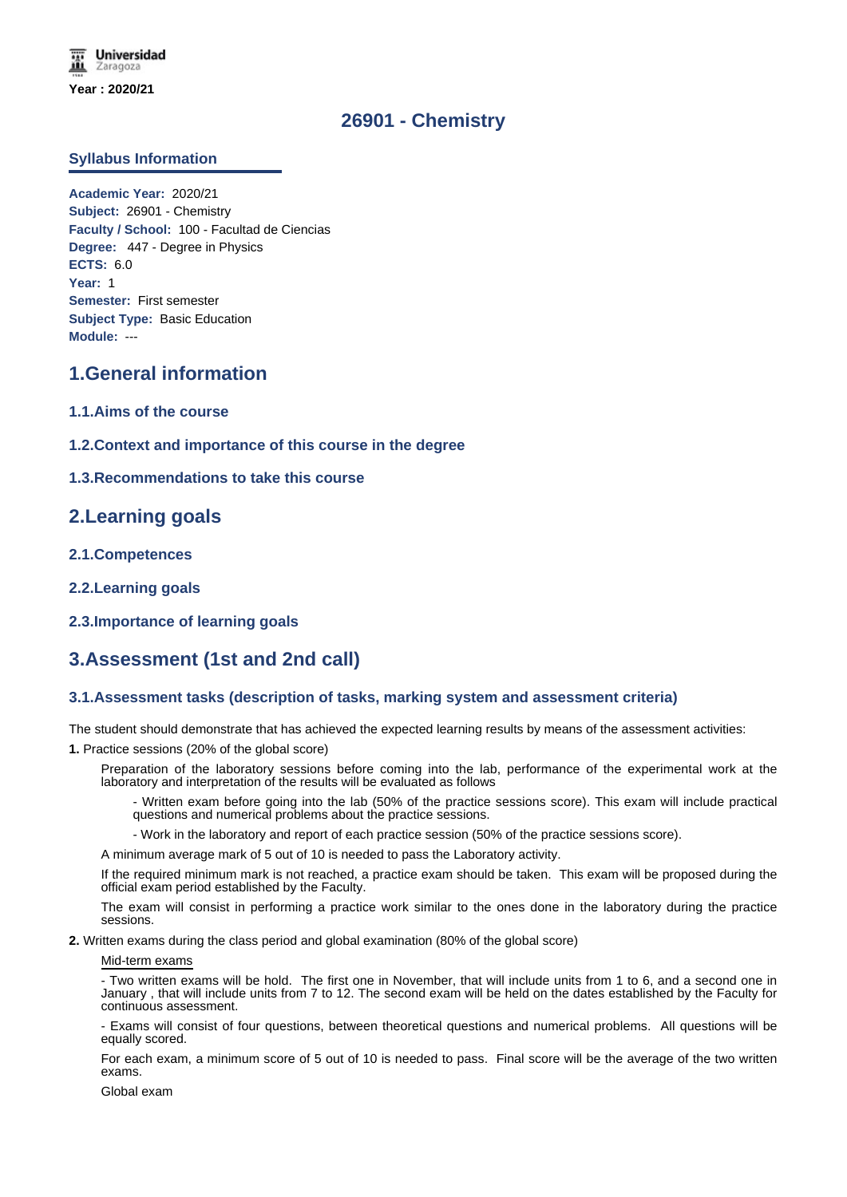Year : 2020/21

# 26901 - Chemistry

## Syllabus Information

**Academic Year:** 2020/21
**Subject:** 26901 - Chemistry
**Faculty / School:** 100 - Facultad de Ciencias
**Degree:** 447 - Degree in Physics
**ECTS:** 6.0
**Year:** 1
**Semester:** First semester
**Subject Type:** Basic Education
**Module:** ---

## 1.General information

### 1.1.Aims of the course

### 1.2.Context and importance of this course in the degree

### 1.3.Recommendations to take this course

## 2.Learning goals

### 2.1.Competences

### 2.2.Learning goals

### 2.3.Importance of learning goals

## 3.Assessment (1st and 2nd call)

### 3.1.Assessment tasks (description of tasks, marking system and assessment criteria)

The student should demonstrate that has achieved the expected learning results by means of the assessment activities:

**1.** Practice sessions (20% of the global score)

Preparation of the laboratory sessions before coming into the lab, performance of the experimental work at the laboratory and interpretation of the results will be evaluated as follows

- Written exam before going into the lab (50% of the practice sessions score). This exam will include practical questions and numerical problems about the practice sessions.

- Work in the laboratory and report of each practice session (50% of the practice sessions score).

A minimum average mark of 5 out of 10 is needed to pass the Laboratory activity.

If the required minimum mark is not reached, a practice exam should be taken. This exam will be proposed during the official exam period established by the Faculty.

The exam will consist in performing a practice work similar to the ones done in the laboratory during the practice sessions.

**2.** Written exams during the class period and global examination (80% of the global score)

Mid-term exams

- Two written exams will be hold. The first one in November, that will include units from 1 to 6, and a second one in January , that will include units from 7 to 12. The second exam will be held on the dates established by the Faculty for continuous assessment.

- Exams will consist of four questions, between theoretical questions and numerical problems. All questions will be equally scored.

For each exam, a minimum score of 5 out of 10 is needed to pass. Final score will be the average of the two written exams.

Global exam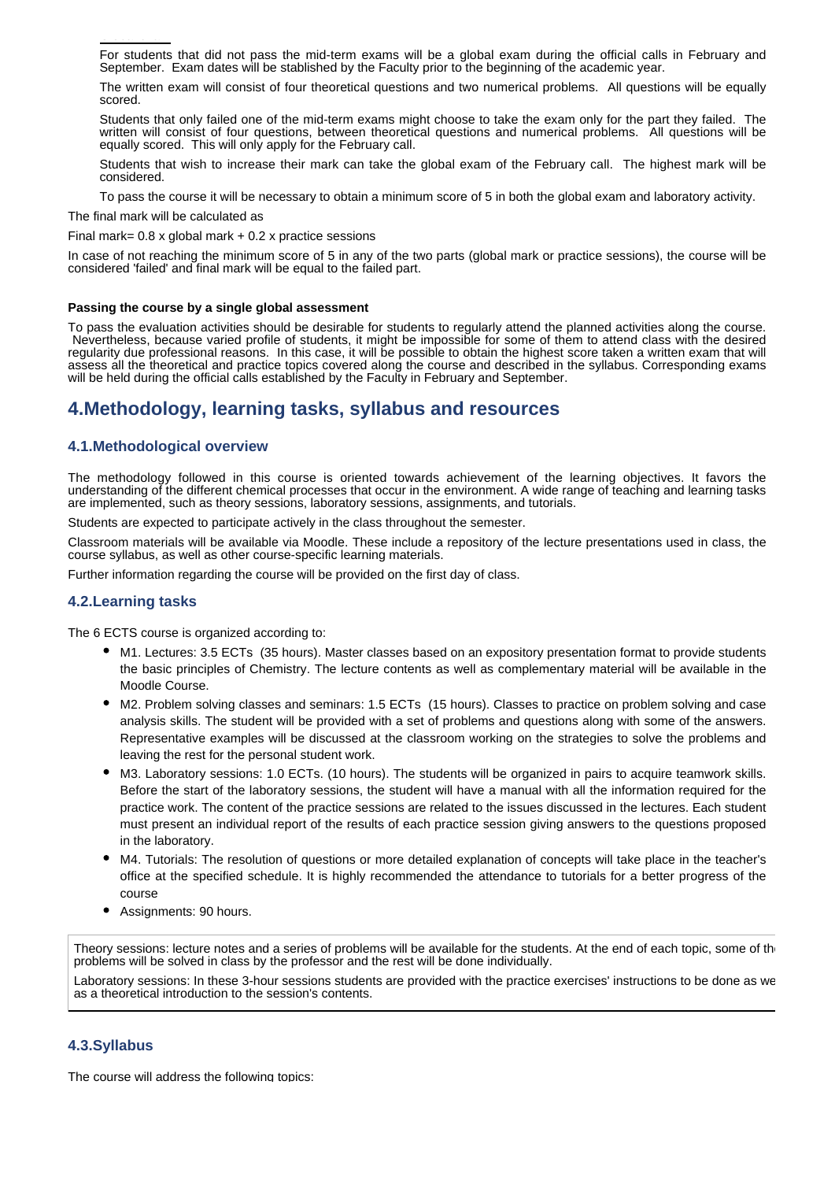For students that did not pass the mid-term exams will be a global exam during the official calls in February and September. Exam dates will be stablished by the Faculty prior to the beginning of the academic year.

The written exam will consist of four theoretical questions and two numerical problems. All questions will be equally scored.

Students that only failed one of the mid-term exams might choose to take the exam only for the part they failed. The written will consist of four questions, between theoretical questions and numerical problems. All questions will be equally scored. This will only apply for the February call.

Students that wish to increase their mark can take the global exam of the February call. The highest mark will be considered.

To pass the course it will be necessary to obtain a minimum score of 5 in both the global exam and laboratory activity.

The final mark will be calculated as

Final mark= 0.8 x global mark + 0.2 x practice sessions

In case of not reaching the minimum score of 5 in any of the two parts (global mark or practice sessions), the course will be considered 'failed' and final mark will be equal to the failed part.

**Passing the course by a single global assessment**

To pass the evaluation activities should be desirable for students to regularly attend the planned activities along the course. Nevertheless, because varied profile of students, it might be impossible for some of them to attend class with the desired regularity due professional reasons. In this case, it will be possible to obtain the highest score taken a written exam that will assess all the theoretical and practice topics covered along the course and described in the syllabus. Corresponding exams will be held during the official calls established by the Faculty in February and September.

## 4.Methodology, learning tasks, syllabus and resources

### 4.1.Methodological overview

The methodology followed in this course is oriented towards achievement of the learning objectives. It favors the understanding of the different chemical processes that occur in the environment. A wide range of teaching and learning tasks are implemented, such as theory sessions, laboratory sessions, assignments, and tutorials.

Students are expected to participate actively in the class throughout the semester.

Classroom materials will be available via Moodle. These include a repository of the lecture presentations used in class, the course syllabus, as well as other course-specific learning materials.

Further information regarding the course will be provided on the first day of class.

### 4.2.Learning tasks

The 6 ECTS course is organized according to:

- M1. Lectures: 3.5 ECTs (35 hours). Master classes based on an expository presentation format to provide students the basic principles of Chemistry. The lecture contents as well as complementary material will be available in the Moodle Course.
- M2. Problem solving classes and seminars: 1.5 ECTs (15 hours). Classes to practice on problem solving and case analysis skills. The student will be provided with a set of problems and questions along with some of the answers. Representative examples will be discussed at the classroom working on the strategies to solve the problems and leaving the rest for the personal student work.
- M3. Laboratory sessions: 1.0 ECTs. (10 hours). The students will be organized in pairs to acquire teamwork skills. Before the start of the laboratory sessions, the student will have a manual with all the information required for the practice work. The content of the practice sessions are related to the issues discussed in the lectures. Each student must present an individual report of the results of each practice session giving answers to the questions proposed in the laboratory.
- M4. Tutorials: The resolution of questions or more detailed explanation of concepts will take place in the teacher's office at the specified schedule. It is highly recommended the attendance to tutorials for a better progress of the course
- Assignments: 90 hours.

Theory sessions: lecture notes and a series of problems will be available for the students. At the end of each topic, some of th problems will be solved in class by the professor and the rest will be done individually.

Laboratory sessions: In these 3-hour sessions students are provided with the practice exercises' instructions to be done as we as a theoretical introduction to the session's contents.

### 4.3.Syllabus

The course will address the following topics: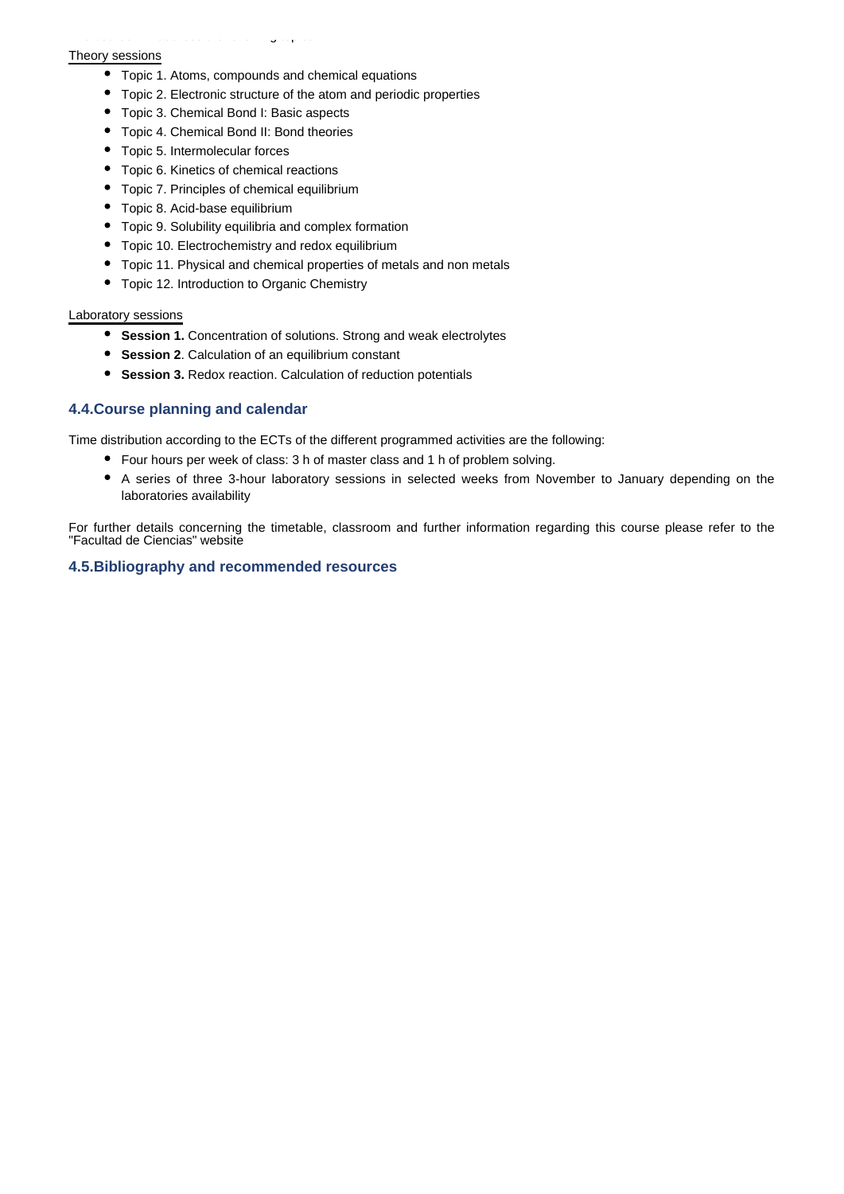Theory sessions

- Topic 1. Atoms, compounds and chemical equations
- Topic 2. Electronic structure of the atom and periodic properties
- Topic 3. Chemical Bond I: Basic aspects
- Topic 4. Chemical Bond II: Bond theories
- Topic 5. Intermolecular forces
- Topic 6. Kinetics of chemical reactions
- Topic 7. Principles of chemical equilibrium
- Topic 8. Acid-base equilibrium
- Topic 9. Solubility equilibria and complex formation
- Topic 10. Electrochemistry and redox equilibrium
- Topic 11. Physical and chemical properties of metals and non metals
- Topic 12. Introduction to Organic Chemistry

Laboratory sessions

- **Session 1.** Concentration of solutions. Strong and weak electrolytes
- **Session 2**. Calculation of an equilibrium constant
- **Session 3.** Redox reaction. Calculation of reduction potentials

## 4.4.Course planning and calendar

Time distribution according to the ECTs of the different programmed activities are the following:

- Four hours per week of class: 3 h of master class and 1 h of problem solving.
- A series of three 3-hour laboratory sessions in selected weeks from November to January depending on the laboratories availability

For further details concerning the timetable, classroom and further information regarding this course please refer to the "Facultad de Ciencias" website

## 4.5.Bibliography and recommended resources